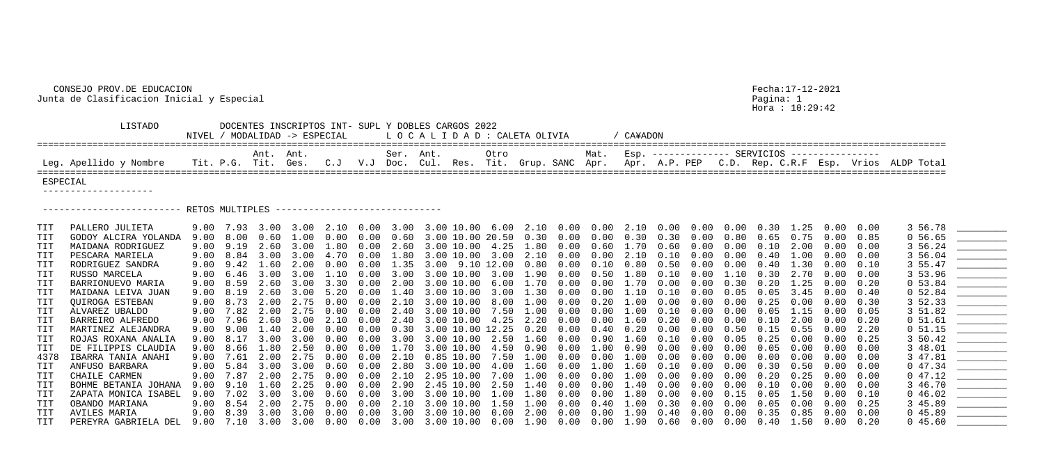CONSEJO PROV.DE EDUCACION
Junta de Clasificacion Inicial y Especial

Fecha:17-12-2021
Hora : 10:29:42

LISTADO DOCENTES INSCRIPTOS INT- SUPL Y DOBLES CARGOS 2022

NIVEL / MODALIDAD -> ESPECIAL — L O C A L I D A D : CALETA OLIVIA / CA¥ADON

**ESPECIAL**

------------------------ RETOS MULTIPLES ------------------------------

| Leg. | Apellido y Nombre | Tit. | P.G. | Ant. Tit. | Ant. Ges. | C.J | V.J | Ser. Doc. | Ant. Cul. | Res. | Otro Tit. | Grup. | SANC | Mat. Apr. | Esp. Apr. | A.P. | PEP | C.D. | Rep. | C.R.F | Esp. | Vrios | ALDP | Total |
|---|---|---|---|---|---|---|---|---|---|---|---|---|---|---|---|---|---|---|---|---|---|---|---|---|
| TIT | PALLERO JULIETA | 9.00 | 7.93 | 3.00 | 3.00 | 2.10 | 0.00 | 3.00 | 3.00 | 10.00 | 6.00 | 2.10 | 0.00 | 0.00 | 2.10 | 0.00 | 0.00 | 0.00 | 0.30 | 1.25 | 0.00 | 0.00 | 3 | 56.78 |
| TIT | GODOY ALCIRA YOLANDA | 9.00 | 8.00 | 0.60 | 1.00 | 0.00 | 0.00 | 0.60 | 3.00 | 10.00 | 20.50 | 0.30 | 0.00 | 0.00 | 0.30 | 0.30 | 0.00 | 0.80 | 0.65 | 0.75 | 0.00 | 0.85 | 0 | 56.65 |
| TIT | MAIDANA RODRIGUEZ | 9.00 | 9.19 | 2.60 | 3.00 | 1.80 | 0.00 | 2.60 | 3.00 | 10.00 | 4.25 | 1.80 | 0.00 | 0.60 | 1.70 | 0.60 | 0.00 | 0.00 | 0.10 | 2.00 | 0.00 | 0.00 | 3 | 56.24 |
| TIT | PESCARA MARIELA | 9.00 | 8.84 | 3.00 | 3.00 | 4.70 | 0.00 | 1.80 | 3.00 | 10.00 | 3.00 | 2.10 | 0.00 | 0.00 | 2.10 | 0.10 | 0.00 | 0.00 | 0.40 | 1.00 | 0.00 | 0.00 | 3 | 56.04 |
| TIT | RODRIGUEZ SANDRA | 9.00 | 9.42 | 1.60 | 2.00 | 0.00 | 0.00 | 1.35 | 3.00 | 9.10 | 12.00 | 0.80 | 0.00 | 0.10 | 0.80 | 0.50 | 0.00 | 0.00 | 0.40 | 1.30 | 0.00 | 0.10 | 3 | 55.47 |
| TIT | RUSSO MARCELA | 9.00 | 6.46 | 3.00 | 3.00 | 1.10 | 0.00 | 3.00 | 3.00 | 10.00 | 3.00 | 1.90 | 0.00 | 0.50 | 1.80 | 0.10 | 0.00 | 1.10 | 0.30 | 2.70 | 0.00 | 0.00 | 3 | 53.96 |
| TIT | BARRIONUEVO MARIA | 9.00 | 8.59 | 2.60 | 3.00 | 3.30 | 0.00 | 2.00 | 3.00 | 10.00 | 6.00 | 1.70 | 0.00 | 0.00 | 1.70 | 0.00 | 0.00 | 0.30 | 0.20 | 1.25 | 0.00 | 0.20 | 0 | 53.84 |
| TIT | MAIDANA LEIVA JUAN | 9.00 | 8.19 | 2.60 | 3.00 | 5.20 | 0.00 | 1.40 | 3.00 | 10.00 | 3.00 | 1.30 | 0.00 | 0.00 | 1.10 | 0.10 | 0.00 | 0.05 | 0.05 | 3.45 | 0.00 | 0.40 | 0 | 52.84 |
| TIT | QUIROGA ESTEBAN | 9.00 | 8.73 | 2.00 | 2.75 | 0.00 | 0.00 | 2.10 | 3.00 | 10.00 | 8.00 | 1.00 | 0.00 | 0.20 | 1.00 | 0.00 | 0.00 | 0.00 | 0.25 | 0.00 | 0.00 | 0.30 | 3 | 52.33 |
| TIT | ALVAREZ UBALDO | 9.00 | 7.82 | 2.00 | 2.75 | 0.00 | 0.00 | 2.40 | 3.00 | 10.00 | 7.50 | 1.00 | 0.00 | 0.00 | 1.00 | 0.10 | 0.00 | 0.00 | 0.05 | 1.15 | 0.00 | 0.05 | 3 | 51.82 |
| TIT | BARREIRO ALFREDO | 9.00 | 7.96 | 2.60 | 3.00 | 2.10 | 0.00 | 2.40 | 3.00 | 10.00 | 4.25 | 2.20 | 0.00 | 0.00 | 1.60 | 0.20 | 0.00 | 0.00 | 0.10 | 2.00 | 0.00 | 0.20 | 0 | 51.61 |
| TIT | MARTINEZ ALEJANDRA | 9.00 | 9.00 | 1.40 | 2.00 | 0.00 | 0.00 | 0.30 | 3.00 | 10.00 | 12.25 | 0.20 | 0.00 | 0.40 | 0.20 | 0.00 | 0.00 | 0.50 | 0.15 | 0.55 | 0.00 | 2.20 | 0 | 51.15 |
| TIT | ROJAS ROXANA ANALIA | 9.00 | 8.17 | 3.00 | 3.00 | 0.00 | 0.00 | 3.00 | 3.00 | 10.00 | 2.50 | 1.60 | 0.00 | 0.90 | 1.60 | 0.10 | 0.00 | 0.05 | 0.25 | 0.00 | 0.00 | 0.25 | 3 | 50.42 |
| TIT | DE FILIPPIS CLAUDIA | 9.00 | 8.66 | 1.80 | 2.50 | 0.00 | 0.00 | 1.70 | 3.00 | 10.00 | 4.50 | 0.90 | 0.00 | 1.00 | 0.90 | 0.00 | 0.00 | 0.00 | 0.05 | 0.00 | 0.00 | 0.00 | 3 | 48.01 |
| 4378 | IBARRA TANIA ANAHI | 9.00 | 7.61 | 2.00 | 2.75 | 0.00 | 0.00 | 2.10 | 0.85 | 10.00 | 7.50 | 1.00 | 0.00 | 0.00 | 1.00 | 0.00 | 0.00 | 0.00 | 0.00 | 0.00 | 0.00 | 0.00 | 3 | 47.81 |
| TIT | ANFUSO BARBARA | 9.00 | 5.84 | 3.00 | 3.00 | 0.60 | 0.00 | 2.80 | 3.00 | 10.00 | 4.00 | 1.60 | 0.00 | 1.00 | 1.60 | 0.10 | 0.00 | 0.00 | 0.30 | 0.50 | 0.00 | 0.00 | 0 | 47.34 |
| TIT | CHAILE CARMEN | 9.00 | 7.87 | 2.00 | 2.75 | 0.00 | 0.00 | 2.10 | 2.95 | 10.00 | 7.00 | 1.00 | 0.00 | 0.00 | 1.00 | 0.00 | 0.00 | 0.00 | 0.20 | 0.25 | 0.00 | 0.00 | 0 | 47.12 |
| TIT | BOHME BETANIA JOHANA | 9.00 | 9.10 | 1.60 | 2.25 | 0.00 | 0.00 | 2.90 | 2.45 | 10.00 | 2.50 | 1.40 | 0.00 | 0.00 | 1.40 | 0.00 | 0.00 | 0.00 | 0.10 | 0.00 | 0.00 | 0.00 | 3 | 46.70 |
| TIT | ZAPATA MONICA ISABEL | 9.00 | 7.02 | 3.00 | 3.00 | 0.60 | 0.00 | 3.00 | 3.00 | 10.00 | 1.00 | 1.80 | 0.00 | 0.00 | 1.80 | 0.00 | 0.00 | 0.15 | 0.05 | 1.50 | 0.00 | 0.10 | 0 | 46.02 |
| TIT | OBANDO MARIANA | 9.00 | 8.54 | 2.00 | 2.75 | 0.00 | 0.00 | 2.10 | 3.00 | 10.00 | 1.50 | 1.00 | 0.00 | 0.40 | 1.00 | 0.30 | 0.00 | 0.00 | 0.05 | 0.00 | 0.00 | 0.25 | 3 | 45.89 |
| TIT | AVILES MARIA | 9.00 | 8.39 | 3.00 | 3.00 | 0.00 | 0.00 | 3.00 | 3.00 | 10.00 | 0.00 | 2.00 | 0.00 | 0.00 | 1.90 | 0.40 | 0.00 | 0.00 | 0.35 | 0.85 | 0.00 | 0.00 | 0 | 45.89 |
| TIT | PEREYRA GABRIELA DEL | 9.00 | 7.10 | 3.00 | 3.00 | 0.00 | 0.00 | 3.00 | 3.00 | 10.00 | 0.00 | 1.90 | 0.00 | 0.00 | 1.90 | 0.60 | 0.00 | 0.00 | 0.40 | 1.50 | 0.00 | 0.20 | 0 | 45.60 |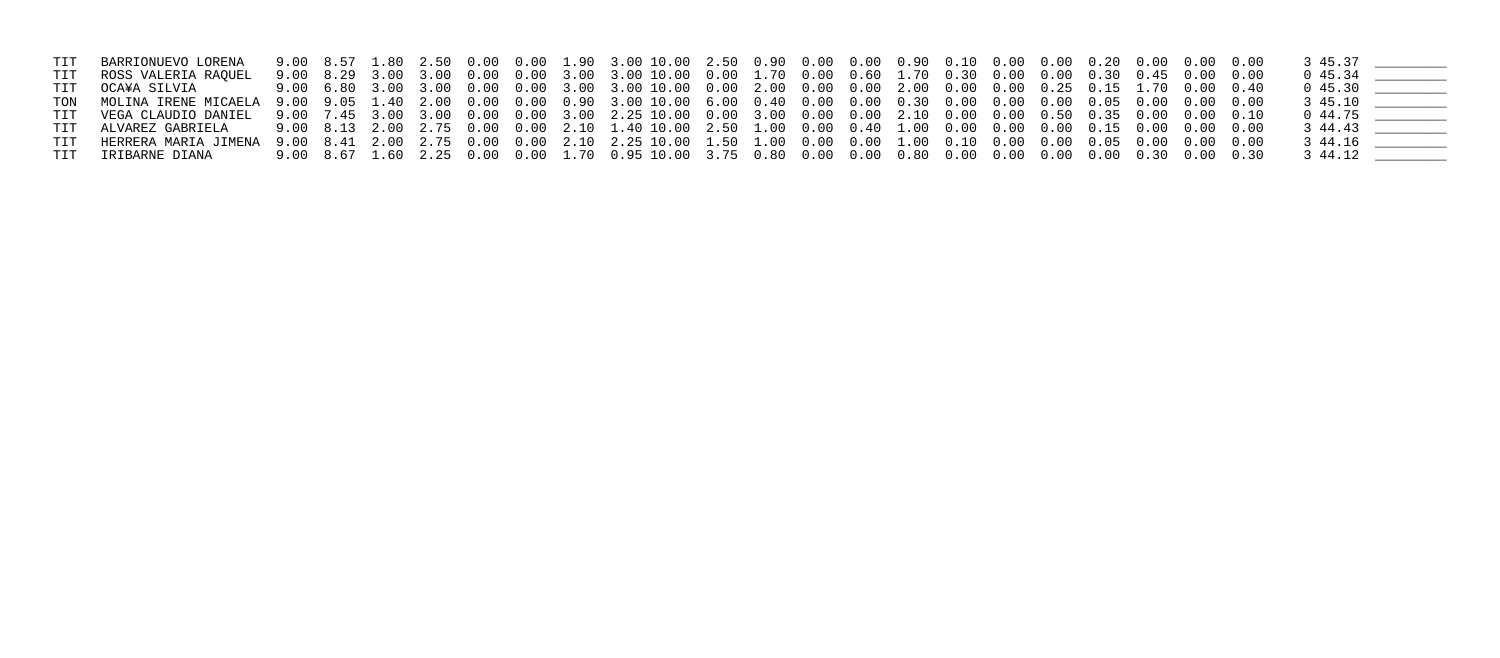| | | | | | | | | | | | | | | | | | | | | | | | | | | | |
|---|---|---|---|---|---|---|---|---|---|---|---|---|---|---|---|---|---|---|---|---|---|---|---|---|---|---|---|
| TIT | BARRIONUEVO LORENA | 9.00 | 8.57 | 1.80 | 2.50 | 0.00 | 0.00 | 1.90 | 3.00 | 10.00 | 2.50 | 0.90 | 0.00 | 0.00 | 0.90 | 0.10 | 0.00 | 0.00 | 0.20 | 0.00 | 0.00 | 0.00 | 3 | 45.37 | ________ |
| TIT | ROSS VALERIA RAQUEL | 9.00 | 8.29 | 3.00 | 3.00 | 0.00 | 0.00 | 3.00 | 3.00 | 10.00 | 0.00 | 1.70 | 0.00 | 0.60 | 1.70 | 0.30 | 0.00 | 0.00 | 0.30 | 0.45 | 0.00 | 0.00 | 0 | 45.34 | ________ |
| TIT | OCA¥A SILVIA | 9.00 | 6.80 | 3.00 | 3.00 | 0.00 | 0.00 | 3.00 | 3.00 | 10.00 | 0.00 | 2.00 | 0.00 | 0.00 | 2.00 | 0.00 | 0.00 | 0.25 | 0.15 | 1.70 | 0.00 | 0.40 | 0 | 45.30 | ________ |
| TON | MOLINA IRENE MICAELA | 9.00 | 9.05 | 1.40 | 2.00 | 0.00 | 0.00 | 0.90 | 3.00 | 10.00 | 6.00 | 0.40 | 0.00 | 0.00 | 0.30 | 0.00 | 0.00 | 0.00 | 0.05 | 0.00 | 0.00 | 0.00 | 3 | 45.10 | ________ |
| TIT | VEGA CLAUDIO DANIEL | 9.00 | 7.45 | 3.00 | 3.00 | 0.00 | 0.00 | 3.00 | 2.25 | 10.00 | 0.00 | 3.00 | 0.00 | 0.00 | 2.10 | 0.00 | 0.00 | 0.50 | 0.35 | 0.00 | 0.00 | 0.10 | 0 | 44.75 | ________ |
| TIT | ALVAREZ GABRIELA | 9.00 | 8.13 | 2.00 | 2.75 | 0.00 | 0.00 | 2.10 | 1.40 | 10.00 | 2.50 | 1.00 | 0.00 | 0.40 | 1.00 | 0.00 | 0.00 | 0.00 | 0.15 | 0.00 | 0.00 | 0.00 | 3 | 44.43 | ________ |
| TIT | HERRERA MARIA JIMENA | 9.00 | 8.41 | 2.00 | 2.75 | 0.00 | 0.00 | 2.10 | 2.25 | 10.00 | 1.50 | 1.00 | 0.00 | 0.00 | 1.00 | 0.10 | 0.00 | 0.00 | 0.05 | 0.00 | 0.00 | 0.00 | 3 | 44.16 | ________ |
| TIT | IRIBARNE DIANA | 9.00 | 8.67 | 1.60 | 2.25 | 0.00 | 0.00 | 1.70 | 0.95 | 10.00 | 3.75 | 0.80 | 0.00 | 0.00 | 0.80 | 0.00 | 0.00 | 0.00 | 0.00 | 0.30 | 0.00 | 0.30 | 3 | 44.12 | ________ |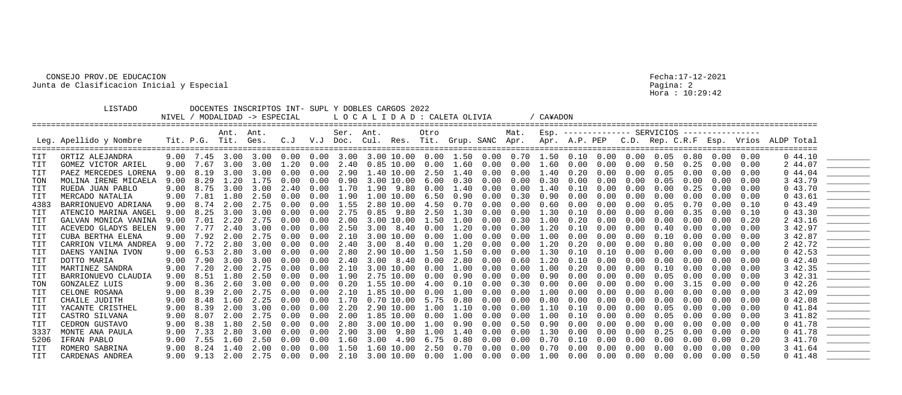CONSEJO PROV.DE EDUCACION
Junta de Clasificacion Inicial y Especial

Fecha:17-12-2021
Pagina: 2
Hora : 10:29:42

LISTADO DOCENTES INSCRIPTOS INT- SUPL Y DOBLES CARGOS 2022
NIVEL / MODALIDAD -> ESPECIAL L O C A L I D A D : CALETA OLIVIA / CA¥ADON

| Leg. | Apellido y Nombre | Tit. | P.G. | Ant. Tit. | Ant. Ges. | C.J | V.J | Ser. Doc. | Ant. Cul. | Res. | Otro Tit. | Grup. | SANC | Mat. Apr. | Esp. Apr. | A.P. | PEP | C.D. | Rep. | C.R.F | Esp. | Vrios | ALDP | Total | |
|---|---|---|---|---|---|---|---|---|---|---|---|---|---|---|---|---|---|---|---|---|---|---|---|---|---|
| TIT | ORTIZ ALEJANDRA | 9.00 | 7.45 | 3.00 | 3.00 | 0.00 | 0.00 | 3.00 | 3.00 | 10.00 | 0.00 | 1.50 | 0.00 | 0.70 | 1.50 | 0.10 | 0.00 | 0.00 | 0.05 | 0.80 | 0.00 | 0.00 | 0 | 44.10 | ________ |
| TIT | GOMEZ VICTOR ARIEL | 9.00 | 7.67 | 3.00 | 3.00 | 1.20 | 0.00 | 2.40 | 0.85 | 10.00 | 0.00 | 1.60 | 0.00 | 0.00 | 1.60 | 0.00 | 0.00 | 0.00 | 0.50 | 0.25 | 0.00 | 0.00 | 2 | 44.07 | ________ |
| TIT | PAEZ MERCEDES LORENA | 9.00 | 8.19 | 3.00 | 3.00 | 0.00 | 0.00 | 2.90 | 1.40 | 10.00 | 2.50 | 1.40 | 0.00 | 0.00 | 1.40 | 0.20 | 0.00 | 0.00 | 0.05 | 0.00 | 0.00 | 0.00 | 0 | 44.04 | ________ |
| TON | MOLINA IRENE MICAELA | 9.00 | 8.29 | 1.20 | 1.75 | 0.00 | 0.00 | 0.90 | 3.00 | 10.00 | 6.00 | 0.30 | 0.00 | 0.00 | 0.30 | 0.00 | 0.00 | 0.00 | 0.05 | 0.00 | 0.00 | 0.00 | 3 | 43.79 | ________ |
| TIT | RUEDA JUAN PABLO | 9.00 | 8.75 | 3.00 | 3.00 | 2.40 | 0.00 | 1.70 | 1.90 | 9.80 | 0.00 | 1.40 | 0.00 | 0.00 | 1.40 | 0.10 | 0.00 | 0.00 | 0.00 | 0.25 | 0.00 | 0.00 | 0 | 43.70 | ________ |
| TIT | MERCADO NATALIA | 9.00 | 7.81 | 1.80 | 2.50 | 0.00 | 0.00 | 1.90 | 1.00 | 10.00 | 6.50 | 0.90 | 0.00 | 0.30 | 0.90 | 0.00 | 0.00 | 0.00 | 0.00 | 0.00 | 0.00 | 0.00 | 0 | 43.61 | ________ |
| 4383 | BARRIONUEVO ADRIANA | 9.00 | 8.74 | 2.00 | 2.75 | 0.00 | 0.00 | 1.55 | 2.80 | 10.00 | 4.50 | 0.70 | 0.00 | 0.00 | 0.60 | 0.00 | 0.00 | 0.00 | 0.05 | 0.70 | 0.00 | 0.10 | 0 | 43.49 | ________ |
| TIT | ATENCIO MARINA ANGEL | 9.00 | 8.25 | 3.00 | 3.00 | 0.00 | 0.00 | 2.75 | 0.85 | 9.80 | 2.50 | 1.30 | 0.00 | 0.00 | 1.30 | 0.10 | 0.00 | 0.00 | 0.00 | 0.35 | 0.00 | 0.10 | 0 | 43.30 | ________ |
| TIT | GALVAN MONICA VANINA | 9.00 | 7.01 | 2.20 | 2.75 | 0.00 | 0.00 | 2.00 | 3.00 | 10.00 | 1.50 | 1.00 | 0.00 | 0.30 | 1.00 | 0.20 | 0.00 | 0.00 | 0.00 | 0.00 | 0.00 | 0.20 | 2 | 43.16 | ________ |
| TIT | ACEVEDO GLADYS BELEN | 9.00 | 7.77 | 2.40 | 3.00 | 0.00 | 0.00 | 2.50 | 3.00 | 8.40 | 0.00 | 1.20 | 0.00 | 0.00 | 1.20 | 0.10 | 0.00 | 0.00 | 0.40 | 0.00 | 0.00 | 0.00 | 3 | 42.97 | ________ |
| TIT | CUBA BERTHA ELENA | 9.00 | 7.92 | 2.00 | 2.75 | 0.00 | 0.00 | 2.10 | 3.00 | 10.00 | 0.00 | 1.00 | 0.00 | 0.00 | 1.00 | 0.00 | 0.00 | 0.00 | 0.10 | 0.00 | 0.00 | 0.00 | 3 | 42.87 | ________ |
| TIT | CARRION VILMA ANDREA | 9.00 | 7.72 | 2.80 | 3.00 | 0.00 | 0.00 | 2.40 | 3.00 | 8.40 | 0.00 | 1.20 | 0.00 | 0.00 | 1.20 | 0.20 | 0.00 | 0.00 | 0.80 | 0.00 | 0.00 | 0.00 | 2 | 42.72 | ________ |
| TIT | DAENS YANINA IVON | 9.00 | 6.53 | 2.80 | 3.00 | 0.00 | 0.00 | 2.80 | 2.90 | 10.00 | 1.50 | 1.50 | 0.00 | 0.00 | 1.30 | 0.10 | 0.10 | 0.00 | 0.00 | 0.00 | 0.00 | 0.00 | 0 | 42.53 | ________ |
| TIT | DOTTO MARIA | 9.00 | 7.90 | 3.00 | 3.00 | 0.00 | 0.00 | 2.40 | 3.00 | 8.40 | 0.00 | 2.80 | 0.00 | 0.60 | 1.20 | 0.10 | 0.00 | 0.00 | 0.00 | 0.00 | 0.00 | 0.00 | 0 | 42.40 | ________ |
| TIT | MARTINEZ SANDRA | 9.00 | 7.20 | 2.00 | 2.75 | 0.00 | 0.00 | 2.10 | 3.00 | 10.00 | 0.00 | 1.00 | 0.00 | 0.00 | 1.00 | 0.20 | 0.00 | 0.00 | 0.10 | 0.00 | 0.00 | 0.00 | 3 | 42.35 | ________ |
| TIT | BARRIONUEVO CLAUDIA | 9.00 | 8.51 | 1.80 | 2.50 | 0.00 | 0.00 | 1.90 | 2.75 | 10.00 | 0.00 | 0.90 | 0.00 | 0.00 | 0.90 | 0.00 | 0.00 | 0.00 | 0.05 | 0.00 | 0.00 | 0.00 | 3 | 42.31 | ________ |
| TON | GONZALEZ LUIS | 9.00 | 8.36 | 2.60 | 3.00 | 0.00 | 0.00 | 0.20 | 1.55 | 10.00 | 4.00 | 0.10 | 0.00 | 0.30 | 0.00 | 0.00 | 0.00 | 0.00 | 0.00 | 3.15 | 0.00 | 0.00 | 0 | 42.26 | ________ |
| TIT | CELONE ROSANA | 9.00 | 8.39 | 2.00 | 2.75 | 0.00 | 0.00 | 2.10 | 1.85 | 10.00 | 0.00 | 1.00 | 0.00 | 0.00 | 1.00 | 0.00 | 0.00 | 0.00 | 0.00 | 0.00 | 0.00 | 0.00 | 3 | 42.09 | ________ |
| TIT | CHAILE JUDITH | 9.00 | 8.48 | 1.60 | 2.25 | 0.00 | 0.00 | 1.70 | 0.70 | 10.00 | 5.75 | 0.80 | 0.00 | 0.00 | 0.80 | 0.00 | 0.00 | 0.00 | 0.00 | 0.00 | 0.00 | 0.00 | 0 | 42.08 | ________ |
| TIT | YACANTE CRISTHEL | 9.00 | 8.39 | 2.00 | 3.00 | 0.00 | 0.00 | 2.20 | 2.90 | 10.00 | 1.00 | 1.10 | 0.00 | 0.00 | 1.10 | 0.10 | 0.00 | 0.00 | 0.05 | 0.00 | 0.00 | 0.00 | 0 | 41.84 | ________ |
| TIT | CASTRO SILVANA | 9.00 | 8.07 | 2.00 | 2.75 | 0.00 | 0.00 | 2.00 | 1.85 | 10.00 | 0.00 | 1.00 | 0.00 | 0.00 | 1.00 | 0.10 | 0.00 | 0.00 | 0.05 | 0.00 | 0.00 | 0.00 | 3 | 41.82 | ________ |
| TIT | CEDRON GUSTAVO | 9.00 | 8.38 | 1.80 | 2.50 | 0.00 | 0.00 | 2.80 | 3.00 | 10.00 | 1.00 | 0.90 | 0.00 | 0.50 | 0.90 | 0.00 | 0.00 | 0.00 | 0.00 | 0.00 | 0.00 | 0.00 | 0 | 41.78 | ________ |
| 3337 | MONTE ANA PAULA | 9.00 | 7.33 | 2.80 | 3.00 | 0.00 | 0.00 | 2.90 | 3.00 | 9.80 | 1.00 | 1.40 | 0.00 | 0.00 | 1.30 | 0.00 | 0.00 | 0.00 | 0.25 | 0.00 | 0.00 | 0.00 | 0 | 41.78 | ________ |
| 5206 | IFRAN PABLO | 9.00 | 7.55 | 1.60 | 2.50 | 0.00 | 0.00 | 1.60 | 3.00 | 4.90 | 6.75 | 0.80 | 0.00 | 0.00 | 0.70 | 0.10 | 0.00 | 0.00 | 0.00 | 0.00 | 0.00 | 0.20 | 3 | 41.70 | ________ |
| TIT | ROMERO SABRINA | 9.00 | 8.24 | 1.40 | 2.00 | 0.00 | 0.00 | 1.50 | 1.60 | 10.00 | 2.50 | 0.70 | 0.00 | 0.00 | 0.70 | 0.00 | 0.00 | 0.00 | 0.00 | 0.00 | 0.00 | 0.00 | 3 | 41.64 | ________ |
| TIT | CARDENAS ANDREA | 9.00 | 9.13 | 2.00 | 2.75 | 0.00 | 0.00 | 2.10 | 3.00 | 10.00 | 0.00 | 1.00 | 0.00 | 0.00 | 1.00 | 0.00 | 0.00 | 0.00 | 0.00 | 0.00 | 0.00 | 0.50 | 0 | 41.48 | ________ |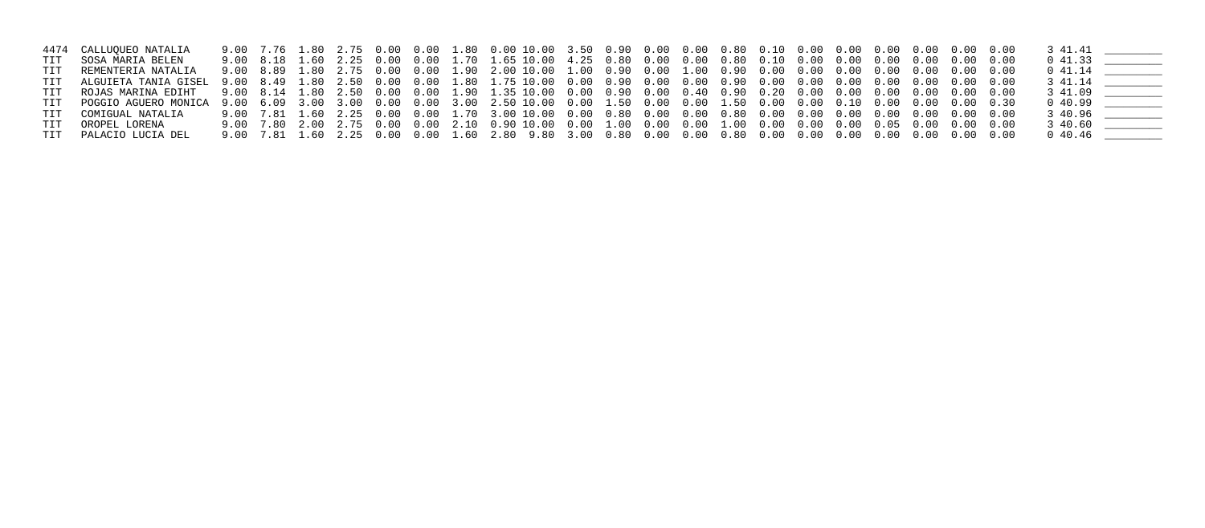| | | | | | | | | | | | | | | | | | | | | | | | | | | |
|---|---|---|---|---|---|---|---|---|---|---|---|---|---|---|---|---|---|---|---|---|---|---|---|---|---|---|
| 4474 | CALLUQUEO NATALIA | 9.00 | 7.76 | 1.80 | 2.75 | 0.00 | 0.00 | 1.80 | 0.00 | 10.00 | 3.50 | 0.90 | 0.00 | 0.00 | 0.80 | 0.10 | 0.00 | 0.00 | 0.00 | 0.00 | 0.00 | 0.00 | 3 | 41.41 | ________ |
| TIT | SOSA MARIA BELEN | 9.00 | 8.18 | 1.60 | 2.25 | 0.00 | 0.00 | 1.70 | 1.65 | 10.00 | 4.25 | 0.80 | 0.00 | 0.00 | 0.80 | 0.10 | 0.00 | 0.00 | 0.00 | 0.00 | 0.00 | 0.00 | 0 | 41.33 | ________ |
| TIT | REMENTERIA NATALIA | 9.00 | 8.89 | 1.80 | 2.75 | 0.00 | 0.00 | 1.90 | 2.00 | 10.00 | 1.00 | 0.90 | 0.00 | 1.00 | 0.90 | 0.00 | 0.00 | 0.00 | 0.00 | 0.00 | 0.00 | 0.00 | 0 | 41.14 | ________ |
| TIT | ALGUIETA TANIA GISEL | 9.00 | 8.49 | 1.80 | 2.50 | 0.00 | 0.00 | 1.80 | 1.75 | 10.00 | 0.00 | 0.90 | 0.00 | 0.00 | 0.90 | 0.00 | 0.00 | 0.00 | 0.00 | 0.00 | 0.00 | 0.00 | 3 | 41.14 | ________ |
| TIT | ROJAS MARINA EDIHT | 9.00 | 8.14 | 1.80 | 2.50 | 0.00 | 0.00 | 1.90 | 1.35 | 10.00 | 0.00 | 0.90 | 0.00 | 0.40 | 0.90 | 0.20 | 0.00 | 0.00 | 0.00 | 0.00 | 0.00 | 0.00 | 3 | 41.09 | ________ |
| TIT | POGGIO AGUERO MONICA | 9.00 | 6.09 | 3.00 | 3.00 | 0.00 | 0.00 | 3.00 | 2.50 | 10.00 | 0.00 | 1.50 | 0.00 | 0.00 | 1.50 | 0.00 | 0.00 | 0.10 | 0.00 | 0.00 | 0.00 | 0.30 | 0 | 40.99 | ________ |
| TIT | COMIGUAL NATALIA | 9.00 | 7.81 | 1.60 | 2.25 | 0.00 | 0.00 | 1.70 | 3.00 | 10.00 | 0.00 | 0.80 | 0.00 | 0.00 | 0.80 | 0.00 | 0.00 | 0.00 | 0.00 | 0.00 | 0.00 | 0.00 | 3 | 40.96 | ________ |
| TIT | OROPEL LORENA | 9.00 | 7.80 | 2.00 | 2.75 | 0.00 | 0.00 | 2.10 | 0.90 | 10.00 | 0.00 | 1.00 | 0.00 | 0.00 | 1.00 | 0.00 | 0.00 | 0.00 | 0.05 | 0.00 | 0.00 | 0.00 | 3 | 40.60 | ________ |
| TIT | PALACIO LUCIA DEL | 9.00 | 7.81 | 1.60 | 2.25 | 0.00 | 0.00 | 1.60 | 2.80 | 9.80 | 3.00 | 0.80 | 0.00 | 0.00 | 0.80 | 0.00 | 0.00 | 0.00 | 0.00 | 0.00 | 0.00 | 0.00 | 0 | 40.46 | ________ |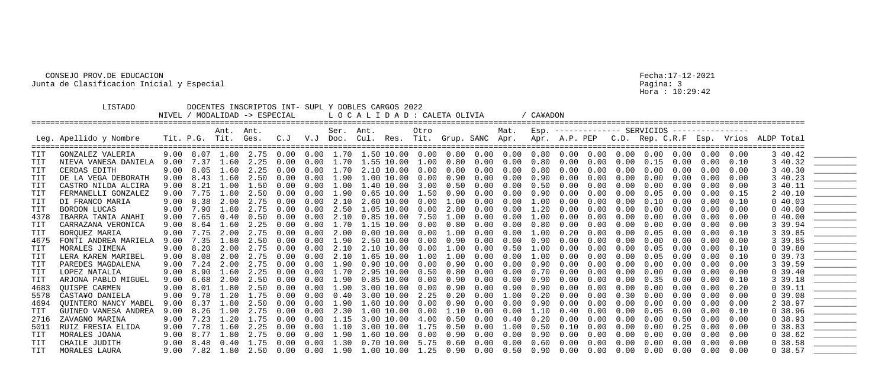CONSEJO PROV.DE EDUCACION
Junta de Clasificacion Inicial y Especial

Fecha:17-12-2021
Hora : 10:29:42

LISTADO DOCENTES INSCRIPTOS INT- SUPL Y DOBLES CARGOS 2022

NIVEL / MODALIDAD -> ESPECIAL L O C A L I D A D : CALETA OLIVIA / CA¥ADON

| Leg. | Apellido y Nombre | Tit. | P.G. | Ant. Tit. | Ant. Ges. | C.J | V.J | Ser. Doc. | Ant. Cul. | Res. | Otro Tit. | Grup. | SANC | Mat. Apr. | Esp. Apr. | A.P. | PEP | C.D. | Rep. | C.R.F | Esp. | Vrios | ALDP | Total |
|---|---|---|---|---|---|---|---|---|---|---|---|---|---|---|---|---|---|---|---|---|---|---|---|---|
| TIT | GONZALEZ VALERIA | 9.00 | 8.07 | 1.80 | 2.75 | 0.00 | 0.00 | 1.70 | 1.50 | 10.00 | 0.00 | 0.80 | 0.00 | 0.00 | 0.80 | 0.00 | 0.00 | 0.00 | 0.00 | 0.00 | 0.00 | 0.00 | 3 | 40.42 |
| TIT | NIEVA VANESA DANIELA | 9.00 | 7.37 | 1.60 | 2.25 | 0.00 | 0.00 | 1.70 | 1.55 | 10.00 | 1.00 | 0.80 | 0.00 | 0.00 | 0.80 | 0.00 | 0.00 | 0.00 | 0.15 | 0.00 | 0.00 | 0.10 | 3 | 40.32 |
| TIT | CERDAS EDITH | 9.00 | 8.05 | 1.60 | 2.25 | 0.00 | 0.00 | 1.70 | 2.10 | 10.00 | 0.00 | 0.80 | 0.00 | 0.00 | 0.80 | 0.00 | 0.00 | 0.00 | 0.00 | 0.00 | 0.00 | 0.00 | 3 | 40.30 |
| TIT | DE LA VEGA DEBORATH | 9.00 | 8.43 | 1.60 | 2.50 | 0.00 | 0.00 | 1.90 | 1.00 | 10.00 | 0.00 | 0.90 | 0.00 | 0.00 | 0.90 | 0.00 | 0.00 | 0.00 | 0.00 | 0.00 | 0.00 | 0.00 | 3 | 40.23 |
| TIT | CASTRO NILDA ALCIRA | 9.00 | 8.21 | 1.00 | 1.50 | 0.00 | 0.00 | 1.00 | 1.40 | 10.00 | 3.00 | 0.50 | 0.00 | 0.00 | 0.50 | 0.00 | 0.00 | 0.00 | 0.00 | 0.00 | 0.00 | 0.00 | 3 | 40.11 |
| TIT | FERMANELLI GONZALEZ | 9.00 | 7.75 | 1.80 | 2.50 | 0.00 | 0.00 | 1.90 | 0.65 | 10.00 | 1.50 | 0.90 | 0.00 | 0.00 | 0.90 | 0.00 | 0.00 | 0.00 | 0.05 | 0.00 | 0.00 | 0.15 | 2 | 40.10 |
| TIT | DI FRANCO MARIA | 9.00 | 8.38 | 2.00 | 2.75 | 0.00 | 0.00 | 2.10 | 2.60 | 10.00 | 0.00 | 1.00 | 0.00 | 0.00 | 1.00 | 0.00 | 0.00 | 0.00 | 0.10 | 0.00 | 0.00 | 0.10 | 0 | 40.03 |
| TIT | BORDON LUCAS | 9.00 | 7.90 | 1.80 | 2.75 | 0.00 | 0.00 | 2.50 | 1.05 | 10.00 | 0.00 | 2.80 | 0.00 | 0.00 | 1.20 | 0.00 | 0.00 | 0.00 | 0.00 | 0.00 | 0.00 | 0.00 | 0 | 40.00 |
| 4378 | IBARRA TANIA ANAHI | 9.00 | 7.65 | 0.40 | 0.50 | 0.00 | 0.00 | 2.10 | 0.85 | 10.00 | 7.50 | 1.00 | 0.00 | 0.00 | 1.00 | 0.00 | 0.00 | 0.00 | 0.00 | 0.00 | 0.00 | 0.00 | 0 | 40.00 |
| TIT | CARRAZANA VERONICA | 9.00 | 8.64 | 1.60 | 2.25 | 0.00 | 0.00 | 1.70 | 1.15 | 10.00 | 0.00 | 0.80 | 0.00 | 0.00 | 0.80 | 0.00 | 0.00 | 0.00 | 0.00 | 0.00 | 0.00 | 0.00 | 3 | 39.94 |
| TIT | BORQUEZ MARIA | 9.00 | 7.75 | 2.00 | 2.75 | 0.00 | 0.00 | 2.00 | 0.00 | 10.00 | 0.00 | 1.00 | 0.00 | 0.00 | 1.00 | 0.20 | 0.00 | 0.00 | 0.05 | 0.00 | 0.00 | 0.10 | 3 | 39.85 |
| 4675 | FONTI ANDREA MARIELA | 9.00 | 7.35 | 1.80 | 2.50 | 0.00 | 0.00 | 1.90 | 2.50 | 10.00 | 0.00 | 0.90 | 0.00 | 0.00 | 0.90 | 0.00 | 0.00 | 0.00 | 0.00 | 0.00 | 0.00 | 0.00 | 3 | 39.85 |
| TIT | MORALES JIMENA | 9.00 | 8.20 | 2.00 | 2.75 | 0.00 | 0.00 | 2.10 | 2.10 | 10.00 | 0.00 | 1.00 | 0.00 | 0.50 | 1.00 | 0.00 | 0.00 | 0.00 | 0.05 | 0.00 | 0.00 | 0.10 | 0 | 39.80 |
| TIT | LERA KAREN MARIBEL | 9.00 | 8.08 | 2.00 | 2.75 | 0.00 | 0.00 | 2.10 | 1.65 | 10.00 | 1.00 | 1.00 | 0.00 | 0.00 | 1.00 | 0.00 | 0.00 | 0.00 | 0.05 | 0.00 | 0.00 | 0.10 | 0 | 39.73 |
| TIT | PAREDES MAGDALENA | 9.00 | 7.24 | 2.00 | 2.75 | 0.00 | 0.00 | 1.90 | 0.90 | 10.00 | 0.00 | 0.90 | 0.00 | 0.00 | 0.90 | 0.00 | 0.00 | 0.00 | 0.00 | 0.00 | 0.00 | 0.00 | 3 | 39.59 |
| TIT | LOPEZ NATALIA | 9.00 | 8.90 | 1.60 | 2.25 | 0.00 | 0.00 | 1.70 | 2.95 | 10.00 | 0.50 | 0.80 | 0.00 | 0.00 | 0.70 | 0.00 | 0.00 | 0.00 | 0.00 | 0.00 | 0.00 | 0.00 | 0 | 39.40 |
| TIT | ARJONA PABLO MIGUEL | 9.00 | 6.68 | 2.00 | 2.50 | 0.00 | 0.00 | 1.90 | 0.85 | 10.00 | 0.00 | 0.90 | 0.00 | 0.00 | 0.90 | 0.00 | 0.00 | 0.00 | 0.35 | 0.00 | 0.00 | 0.10 | 3 | 39.18 |
| 4683 | QUISPE CARMEN | 9.00 | 8.01 | 1.80 | 2.50 | 0.00 | 0.00 | 1.90 | 3.00 | 10.00 | 0.00 | 0.90 | 0.00 | 0.90 | 0.90 | 0.00 | 0.00 | 0.00 | 0.00 | 0.00 | 0.00 | 0.20 | 0 | 39.11 |
| 5578 | CASTA¥O DANIELA | 9.00 | 9.78 | 1.20 | 1.75 | 0.00 | 0.00 | 0.40 | 3.00 | 10.00 | 2.25 | 0.20 | 0.00 | 1.00 | 0.20 | 0.00 | 0.00 | 0.30 | 0.00 | 0.00 | 0.00 | 0.00 | 0 | 39.08 |
| 4694 | QUINTERO NANCY MABEL | 9.00 | 8.37 | 1.80 | 2.50 | 0.00 | 0.00 | 1.90 | 1.60 | 10.00 | 0.00 | 0.90 | 0.00 | 0.00 | 0.90 | 0.00 | 0.00 | 0.00 | 0.00 | 0.00 | 0.00 | 0.00 | 2 | 38.97 |
| TIT | GUINEO VANESA ANDREA | 9.00 | 8.26 | 1.90 | 2.75 | 0.00 | 0.00 | 2.30 | 1.00 | 10.00 | 0.00 | 1.10 | 0.00 | 0.00 | 1.10 | 0.40 | 0.00 | 0.00 | 0.05 | 0.00 | 0.00 | 0.10 | 0 | 38.96 |
| 2716 | ZAVAGNO MARINA | 9.00 | 7.23 | 1.20 | 1.75 | 0.00 | 0.00 | 1.15 | 3.00 | 10.00 | 4.00 | 0.50 | 0.00 | 0.40 | 0.20 | 0.00 | 0.00 | 0.00 | 0.00 | 0.50 | 0.00 | 0.00 | 0 | 38.93 |
| 5011 | RUIZ FRESIA ELIDA | 9.00 | 7.78 | 1.60 | 2.25 | 0.00 | 0.00 | 1.10 | 3.00 | 10.00 | 1.75 | 0.50 | 0.00 | 1.00 | 0.50 | 0.10 | 0.00 | 0.00 | 0.00 | 0.25 | 0.00 | 0.00 | 0 | 38.83 |
| TIT | MORALES JOANA | 9.00 | 8.77 | 1.80 | 2.75 | 0.00 | 0.00 | 1.90 | 1.60 | 10.00 | 0.00 | 0.90 | 0.00 | 0.00 | 0.90 | 0.00 | 0.00 | 0.00 | 0.00 | 0.00 | 0.00 | 0.00 | 0 | 38.62 |
| TIT | CHAILE JUDITH | 9.00 | 8.48 | 0.40 | 1.75 | 0.00 | 0.00 | 1.30 | 0.70 | 10.00 | 5.75 | 0.60 | 0.00 | 0.00 | 0.60 | 0.00 | 0.00 | 0.00 | 0.00 | 0.00 | 0.00 | 0.00 | 0 | 38.58 |
| TIT | MORALES LAURA | 9.00 | 7.82 | 1.80 | 2.50 | 0.00 | 0.00 | 1.90 | 1.00 | 10.00 | 1.25 | 0.90 | 0.00 | 0.50 | 0.90 | 0.00 | 0.00 | 0.00 | 0.00 | 0.00 | 0.00 | 0.00 | 0 | 38.57 |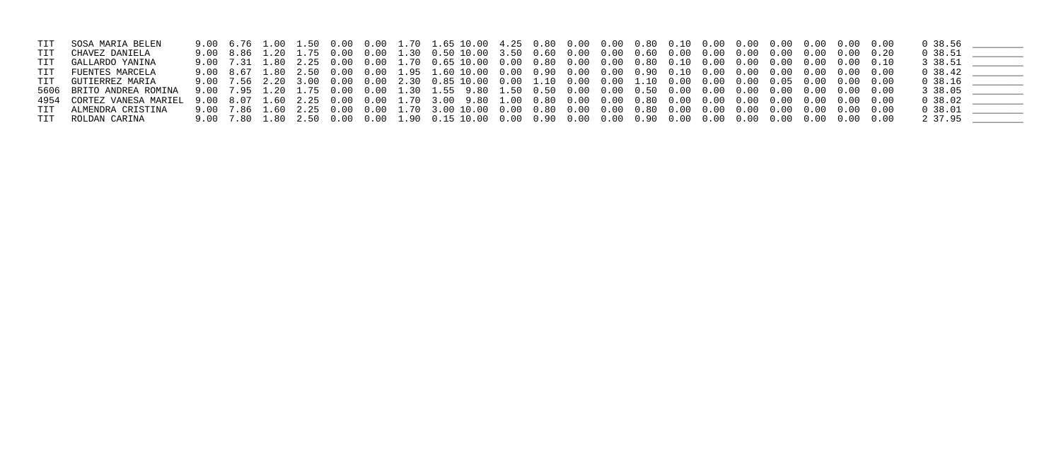| | | | | | | | | | | | | | | | | | | | | | | | | | |
|---|---|---|---|---|---|---|---|---|---|---|---|---|---|---|---|---|---|---|---|---|---|---|---|---|---|
| TIT | SOSA MARIA BELEN | 9.00 | 6.76 | 1.00 | 1.50 | 0.00 | 0.00 | 1.70 | 1.65 | 10.00 | 4.25 | 0.80 | 0.00 | 0.00 | 0.80 | 0.10 | 0.00 | 0.00 | 0.00 | 0.00 | 0.00 | 0.00 | 0 | 38.56 | ________ |
| TIT | CHAVEZ DANIELA | 9.00 | 8.86 | 1.20 | 1.75 | 0.00 | 0.00 | 1.30 | 0.50 | 10.00 | 3.50 | 0.60 | 0.00 | 0.00 | 0.60 | 0.00 | 0.00 | 0.00 | 0.00 | 0.00 | 0.00 | 0.20 | 0 | 38.51 | ________ |
| TIT | GALLARDO YANINA | 9.00 | 7.31 | 1.80 | 2.25 | 0.00 | 0.00 | 1.70 | 0.65 | 10.00 | 0.00 | 0.80 | 0.00 | 0.00 | 0.80 | 0.10 | 0.00 | 0.00 | 0.00 | 0.00 | 0.00 | 0.10 | 3 | 38.51 | ________ |
| TIT | FUENTES MARCELA | 9.00 | 8.67 | 1.80 | 2.50 | 0.00 | 0.00 | 1.95 | 1.60 | 10.00 | 0.00 | 0.90 | 0.00 | 0.00 | 0.90 | 0.10 | 0.00 | 0.00 | 0.00 | 0.00 | 0.00 | 0.00 | 0 | 38.42 | ________ |
| TIT | GUTIERREZ MARIA | 9.00 | 7.56 | 2.20 | 3.00 | 0.00 | 0.00 | 2.30 | 0.85 | 10.00 | 0.00 | 1.10 | 0.00 | 0.00 | 1.10 | 0.00 | 0.00 | 0.00 | 0.05 | 0.00 | 0.00 | 0.00 | 0 | 38.16 | ________ |
| 5606 | BRITO ANDREA ROMINA | 9.00 | 7.95 | 1.20 | 1.75 | 0.00 | 0.00 | 1.30 | 1.55 | 9.80 | 1.50 | 0.50 | 0.00 | 0.00 | 0.50 | 0.00 | 0.00 | 0.00 | 0.00 | 0.00 | 0.00 | 0.00 | 3 | 38.05 | ________ |
| 4954 | CORTEZ VANESA MARIEL | 9.00 | 8.07 | 1.60 | 2.25 | 0.00 | 0.00 | 1.70 | 3.00 | 9.80 | 1.00 | 0.80 | 0.00 | 0.00 | 0.80 | 0.00 | 0.00 | 0.00 | 0.00 | 0.00 | 0.00 | 0.00 | 0 | 38.02 | ________ |
| TIT | ALMENDRA CRISTINA | 9.00 | 7.86 | 1.60 | 2.25 | 0.00 | 0.00 | 1.70 | 3.00 | 10.00 | 0.00 | 0.80 | 0.00 | 0.00 | 0.80 | 0.00 | 0.00 | 0.00 | 0.00 | 0.00 | 0.00 | 0.00 | 0 | 38.01 | ________ |
| TIT | ROLDAN CARINA | 9.00 | 7.80 | 1.80 | 2.50 | 0.00 | 0.00 | 1.90 | 0.15 | 10.00 | 0.00 | 0.90 | 0.00 | 0.00 | 0.90 | 0.00 | 0.00 | 0.00 | 0.00 | 0.00 | 0.00 | 0.00 | 2 | 37.95 | ________ |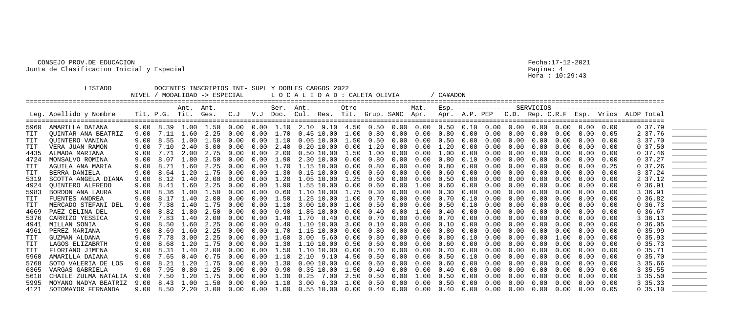CONSEJO PROV.DE EDUCACION
Junta de Clasificacion Inicial y Especial

Fecha:17-12-2021
Hora : 10:29:43

LISTADO DOCENTES INSCRIPTOS INT- SUPL Y DOBLES CARGOS 2022

NIVEL / MODALIDAD -> ESPECIAL L O C A L I D A D : CALETA OLIVIA / CA¥ADON

| Leg. | Apellido y Nombre | Tit. | P.G. | Ant. Tit. | Ant. Ges. | C.J | V.J | Ser. Doc. | Ant. Cul. | Res. | Otro Tit. | Grup. | SANC | Mat. Apr. | Esp. Apr. | A.P. | PEP | C.D. | Rep. | C.R.F | Esp. | Vrios | ALDP | Total |
|---|---|---|---|---|---|---|---|---|---|---|---|---|---|---|---|---|---|---|---|---|---|---|---|---|
| 5960 | AMARILLA DAIANA | 9.00 | 8.39 | 1.00 | 1.50 | 0.00 | 0.00 | 1.10 | 2.10 | 9.10 | 4.50 | 0.50 | 0.00 | 0.00 | 0.50 | 0.10 | 0.00 | 0.00 | 0.00 | 0.00 | 0.00 | 0.00 | 0 | 37.79 |
| TIT | QUINTAR ANA BEATRIZ | 9.00 | 7.11 | 1.60 | 2.25 | 0.00 | 0.00 | 1.70 | 0.45 | 10.00 | 1.00 | 0.80 | 0.00 | 0.00 | 0.80 | 0.00 | 0.00 | 0.00 | 0.00 | 0.00 | 0.00 | 0.05 | 2 | 37.76 |
| TIT | QUINTERO VANINA | 9.00 | 8.55 | 1.00 | 1.50 | 0.00 | 0.00 | 1.10 | 0.05 | 10.00 | 1.50 | 0.50 | 0.00 | 0.00 | 0.50 | 0.00 | 0.00 | 0.00 | 0.00 | 0.00 | 0.00 | 0.00 | 3 | 37.70 |
| TIT | VERA JUAN RAMON | 9.00 | 7.10 | 2.40 | 3.00 | 0.00 | 0.00 | 2.40 | 0.20 | 10.00 | 0.00 | 1.20 | 0.00 | 0.00 | 1.20 | 0.00 | 0.00 | 0.00 | 0.00 | 0.00 | 0.00 | 0.00 | 0 | 37.50 |
| 4435 | ALMADA MARIANA | 9.00 | 7.71 | 2.00 | 2.75 | 0.00 | 0.00 | 2.00 | 0.50 | 10.00 | 1.50 | 1.00 | 0.00 | 0.00 | 1.00 | 0.00 | 0.00 | 0.00 | 0.00 | 0.00 | 0.00 | 0.00 | 0 | 37.46 |
| 4724 | MONSALVO ROMINA | 9.00 | 8.07 | 1.80 | 2.50 | 0.00 | 0.00 | 1.90 | 2.30 | 10.00 | 0.00 | 0.80 | 0.00 | 0.00 | 0.80 | 0.10 | 0.00 | 0.00 | 0.00 | 0.00 | 0.00 | 0.00 | 0 | 37.27 |
| TIT | AGUILA ANA MARIA | 9.00 | 8.71 | 1.60 | 2.25 | 0.00 | 0.00 | 1.70 | 1.15 | 10.00 | 0.00 | 0.80 | 0.00 | 0.00 | 0.80 | 0.00 | 0.00 | 0.00 | 0.00 | 0.00 | 0.00 | 0.25 | 0 | 37.26 |
| TIT | BERRA DANIELA | 9.00 | 8.64 | 1.20 | 1.75 | 0.00 | 0.00 | 1.30 | 0.15 | 10.00 | 0.00 | 0.60 | 0.00 | 0.00 | 0.60 | 0.00 | 0.00 | 0.00 | 0.00 | 0.00 | 0.00 | 0.00 | 3 | 37.24 |
| 5319 | SCOTTA ANGELA DIANA | 9.00 | 8.12 | 1.40 | 2.00 | 0.00 | 0.00 | 1.20 | 1.05 | 10.00 | 1.25 | 0.60 | 0.00 | 0.00 | 0.50 | 0.00 | 0.00 | 0.00 | 0.00 | 0.00 | 0.00 | 0.00 | 2 | 37.12 |
| 4924 | QUINTERO ALFREDO | 9.00 | 8.41 | 1.60 | 2.25 | 0.00 | 0.00 | 1.90 | 1.55 | 10.00 | 0.00 | 0.60 | 0.00 | 1.00 | 0.60 | 0.00 | 0.00 | 0.00 | 0.00 | 0.00 | 0.00 | 0.00 | 0 | 36.91 |
| 5983 | BORDON ANA LAURA | 9.00 | 8.36 | 1.00 | 1.50 | 0.00 | 0.00 | 0.60 | 1.10 | 10.00 | 1.75 | 0.30 | 0.00 | 0.00 | 0.30 | 0.00 | 0.00 | 0.00 | 0.00 | 0.00 | 0.00 | 0.00 | 3 | 36.91 |
| TIT | FUENTES ANDREA | 9.00 | 8.17 | 1.40 | 2.00 | 0.00 | 0.00 | 1.50 | 1.25 | 10.00 | 1.00 | 0.70 | 0.00 | 0.00 | 0.70 | 0.10 | 0.00 | 0.00 | 0.00 | 0.00 | 0.00 | 0.00 | 0 | 36.82 |
| TIT | MERCADO STEFANI DEL | 9.00 | 7.38 | 1.40 | 1.75 | 0.00 | 0.00 | 1.10 | 3.00 | 10.00 | 1.00 | 0.50 | 0.00 | 0.00 | 0.50 | 0.10 | 0.00 | 0.00 | 0.00 | 0.00 | 0.00 | 0.00 | 0 | 36.73 |
| 4669 | PAEZ CELINA DEL | 9.00 | 8.82 | 1.80 | 2.50 | 0.00 | 0.00 | 0.90 | 1.85 | 10.00 | 0.00 | 0.40 | 0.00 | 1.00 | 0.40 | 0.00 | 0.00 | 0.00 | 0.00 | 0.00 | 0.00 | 0.00 | 0 | 36.67 |
| 5376 | CARRIZO YESSICA | 9.00 | 7.83 | 1.40 | 2.00 | 0.00 | 0.00 | 1.40 | 1.70 | 8.40 | 0.00 | 0.70 | 0.00 | 0.00 | 0.70 | 0.00 | 0.00 | 0.00 | 0.00 | 0.00 | 0.00 | 0.00 | 3 | 36.13 |
| 4941 | MILLAN SONIA | 9.00 | 8.50 | 1.60 | 2.25 | 0.00 | 0.00 | 0.40 | 1.10 | 10.00 | 3.00 | 0.10 | 0.00 | 0.00 | 0.10 | 0.00 | 0.00 | 0.00 | 0.00 | 0.00 | 0.00 | 0.00 | 0 | 36.05 |
| 4961 | PEREZ MARIANA | 9.00 | 8.69 | 1.60 | 2.25 | 0.00 | 0.00 | 1.70 | 1.15 | 10.00 | 0.00 | 0.80 | 0.00 | 0.00 | 0.80 | 0.00 | 0.00 | 0.00 | 0.00 | 0.00 | 0.00 | 0.00 | 0 | 35.99 |
| TIT | GUZMAN ALDANA | 9.00 | 7.78 | 3.00 | 2.25 | 0.00 | 0.00 | 1.60 | 3.00 | 5.60 | 0.00 | 0.80 | 0.00 | 0.00 | 0.80 | 0.10 | 0.00 | 0.00 | 0.00 | 1.00 | 0.00 | 0.00 | 0 | 35.93 |
| TIT | LAGOS ELIZABRTH | 9.00 | 8.68 | 1.20 | 1.75 | 0.00 | 0.00 | 1.30 | 1.10 | 10.00 | 0.50 | 0.60 | 0.00 | 0.00 | 0.60 | 0.00 | 0.00 | 0.00 | 0.00 | 0.00 | 0.00 | 0.00 | 0 | 35.73 |
| TIT | FLORIANO JIMENA | 9.00 | 8.31 | 1.40 | 2.00 | 0.00 | 0.00 | 1.50 | 1.10 | 10.00 | 0.00 | 0.70 | 0.00 | 0.00 | 0.70 | 0.00 | 0.00 | 0.00 | 0.00 | 0.00 | 0.00 | 0.00 | 0 | 35.71 |
| 5960 | AMARILLA DAIANA | 9.00 | 7.65 | 0.40 | 0.75 | 0.00 | 0.00 | 1.10 | 2.10 | 9.10 | 4.50 | 0.50 | 0.00 | 0.00 | 0.50 | 0.10 | 0.00 | 0.00 | 0.00 | 0.00 | 0.00 | 0.00 | 0 | 35.70 |
| 5768 | SOTO VALERIA DE LOS | 9.00 | 8.21 | 1.20 | 1.75 | 0.00 | 0.00 | 1.30 | 0.00 | 10.00 | 0.00 | 0.60 | 0.00 | 0.00 | 0.60 | 0.00 | 0.00 | 0.00 | 0.00 | 0.00 | 0.00 | 0.00 | 3 | 35.66 |
| 6365 | VARGAS GABRIELA | 9.00 | 7.95 | 0.80 | 1.25 | 0.00 | 0.00 | 0.90 | 0.35 | 10.00 | 1.50 | 0.40 | 0.00 | 0.00 | 0.40 | 0.00 | 0.00 | 0.00 | 0.00 | 0.00 | 0.00 | 0.00 | 3 | 35.55 |
| 5618 | CHAILE ZULMA NATALIA | 9.00 | 7.50 | 1.20 | 1.75 | 0.00 | 0.00 | 1.30 | 0.25 | 7.00 | 2.50 | 0.50 | 0.00 | 1.00 | 0.50 | 0.00 | 0.00 | 0.00 | 0.00 | 0.00 | 0.00 | 0.00 | 3 | 35.50 |
| 5995 | MOYANO NADYA BEATRIZ | 9.00 | 8.43 | 1.00 | 1.50 | 0.00 | 0.00 | 1.10 | 3.00 | 6.30 | 1.00 | 0.50 | 0.00 | 0.00 | 0.50 | 0.00 | 0.00 | 0.00 | 0.00 | 0.00 | 0.00 | 0.00 | 3 | 35.33 |
| 4121 | SOTOMAYOR FERNANDA | 9.00 | 8.50 | 2.20 | 3.00 | 0.00 | 0.00 | 1.00 | 0.55 | 10.00 | 0.00 | 0.40 | 0.00 | 0.00 | 0.40 | 0.00 | 0.00 | 0.00 | 0.00 | 0.00 | 0.00 | 0.05 | 0 | 35.10 |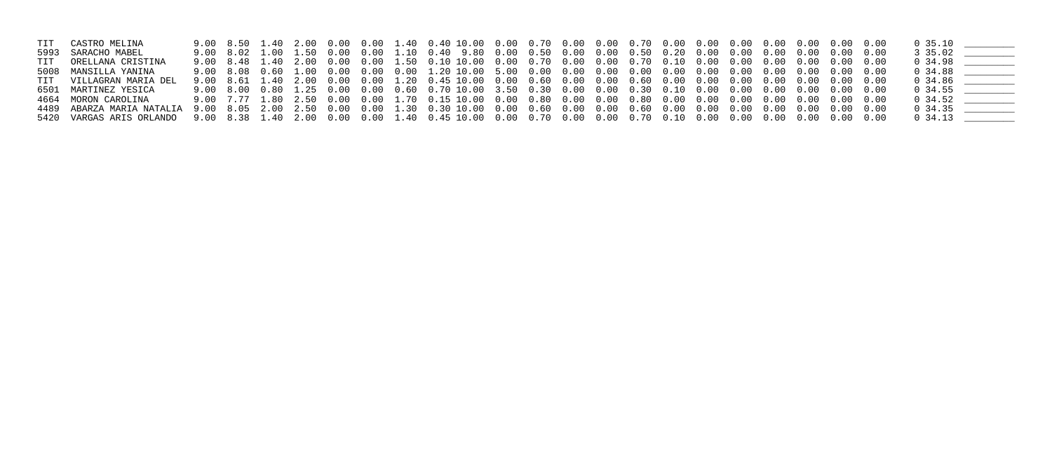| | | | | | | | | | | | | | | | | | | | | | | | | | |
|---|---|---|---|---|---|---|---|---|---|---|---|---|---|---|---|---|---|---|---|---|---|---|---|---|---|
| TIT | CASTRO MELINA | 9.00 | 8.50 | 1.40 | 2.00 | 0.00 | 0.00 | 1.40 | 0.40 | 10.00 | 0.00 | 0.70 | 0.00 | 0.00 | 0.70 | 0.00 | 0.00 | 0.00 | 0.00 | 0.00 | 0.00 | 0.00 | 0 | 35.10 | ________ |
| 5993 | SARACHO MABEL | 9.00 | 8.02 | 1.00 | 1.50 | 0.00 | 0.00 | 1.10 | 0.40 | 9.80 | 0.00 | 0.50 | 0.00 | 0.00 | 0.50 | 0.20 | 0.00 | 0.00 | 0.00 | 0.00 | 0.00 | 0.00 | 3 | 35.02 | ________ |
| TIT | ORELLANA CRISTINA | 9.00 | 8.48 | 1.40 | 2.00 | 0.00 | 0.00 | 1.50 | 0.10 | 10.00 | 0.00 | 0.70 | 0.00 | 0.00 | 0.70 | 0.10 | 0.00 | 0.00 | 0.00 | 0.00 | 0.00 | 0.00 | 0 | 34.98 | ________ |
| 5008 | MANSILLA YANINA | 9.00 | 8.08 | 0.60 | 1.00 | 0.00 | 0.00 | 0.00 | 1.20 | 10.00 | 5.00 | 0.00 | 0.00 | 0.00 | 0.00 | 0.00 | 0.00 | 0.00 | 0.00 | 0.00 | 0.00 | 0.00 | 0 | 34.88 | ________ |
| TIT | VILLAGRAN MARIA DEL | 9.00 | 8.61 | 1.40 | 2.00 | 0.00 | 0.00 | 1.20 | 0.45 | 10.00 | 0.00 | 0.60 | 0.00 | 0.00 | 0.60 | 0.00 | 0.00 | 0.00 | 0.00 | 0.00 | 0.00 | 0.00 | 0 | 34.86 | ________ |
| 6501 | MARTINEZ YESICA | 9.00 | 8.00 | 0.80 | 1.25 | 0.00 | 0.00 | 0.60 | 0.70 | 10.00 | 3.50 | 0.30 | 0.00 | 0.00 | 0.30 | 0.10 | 0.00 | 0.00 | 0.00 | 0.00 | 0.00 | 0.00 | 0 | 34.55 | ________ |
| 4664 | MORON CAROLINA | 9.00 | 7.77 | 1.80 | 2.50 | 0.00 | 0.00 | 1.70 | 0.15 | 10.00 | 0.00 | 0.80 | 0.00 | 0.00 | 0.80 | 0.00 | 0.00 | 0.00 | 0.00 | 0.00 | 0.00 | 0.00 | 0 | 34.52 | ________ |
| 4489 | ABARZA MARIA NATALIA | 9.00 | 8.05 | 2.00 | 2.50 | 0.00 | 0.00 | 1.30 | 0.30 | 10.00 | 0.00 | 0.60 | 0.00 | 0.00 | 0.60 | 0.00 | 0.00 | 0.00 | 0.00 | 0.00 | 0.00 | 0.00 | 0 | 34.35 | ________ |
| 5420 | VARGAS ARIS ORLANDO | 9.00 | 8.38 | 1.40 | 2.00 | 0.00 | 0.00 | 1.40 | 0.45 | 10.00 | 0.00 | 0.70 | 0.00 | 0.00 | 0.70 | 0.10 | 0.00 | 0.00 | 0.00 | 0.00 | 0.00 | 0.00 | 0 | 34.13 | ________ |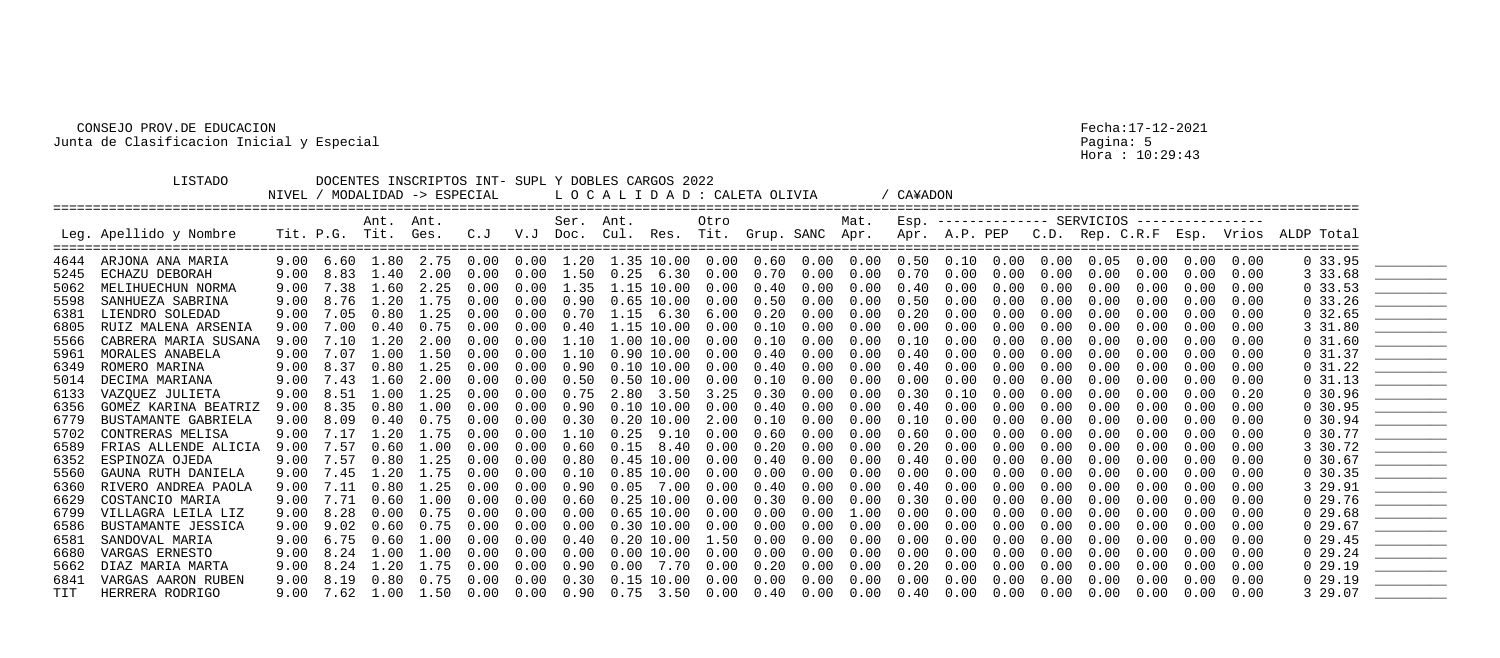CONSEJO PROV.DE EDUCACION
Junta de Clasificacion Inicial y Especial

Fecha:17-12-2021
Hora : 10:29:43

LISTADO DOCENTES INSCRIPTOS INT- SUPL Y DOBLES CARGOS 2022

NIVEL / MODALIDAD -> ESPECIAL     L O C A L I D A D : CALETA OLIVIA     / CA¥ADON

| Leg. | Apellido y Nombre | Tit. | P.G. | Ant. Tit. | Ant. Ges. | C.J | V.J | Ser. Doc. | Ant. Cul. | Res. | Otro Tit. | Grup. | SANC | Mat. Apr. | Esp. Apr. | A.P. | PEP | C.D. | Rep. | C.R.F | Esp. | Vrios | ALDP | Total | |
|---|---|---|---|---|---|---|---|---|---|---|---|---|---|---|---|---|---|---|---|---|---|---|---|---|---|
| 4644 | ARJONA ANA MARIA | 9.00 | 6.60 | 1.80 | 2.75 | 0.00 | 0.00 | 1.20 | 1.35 | 10.00 | 0.00 | 0.60 | 0.00 | 0.00 | 0.50 | 0.10 | 0.00 | 0.00 | 0.05 | 0.00 | 0.00 | 0.00 | 0 | 33.95 | ________ |
| 5245 | ECHAZU DEBORAH | 9.00 | 8.83 | 1.40 | 2.00 | 0.00 | 0.00 | 1.50 | 0.25 | 6.30 | 0.00 | 0.70 | 0.00 | 0.00 | 0.70 | 0.00 | 0.00 | 0.00 | 0.00 | 0.00 | 0.00 | 0.00 | 3 | 33.68 | ________ |
| 5062 | MELIHUECHUN NORMA | 9.00 | 7.38 | 1.60 | 2.25 | 0.00 | 0.00 | 1.35 | 1.15 | 10.00 | 0.00 | 0.40 | 0.00 | 0.00 | 0.40 | 0.00 | 0.00 | 0.00 | 0.00 | 0.00 | 0.00 | 0.00 | 0 | 33.53 | ________ |
| 5598 | SANHUEZA SABRINA | 9.00 | 8.76 | 1.20 | 1.75 | 0.00 | 0.00 | 0.90 | 0.65 | 10.00 | 0.00 | 0.50 | 0.00 | 0.00 | 0.50 | 0.00 | 0.00 | 0.00 | 0.00 | 0.00 | 0.00 | 0.00 | 0 | 33.26 | ________ |
| 6381 | LIENDRO SOLEDAD | 9.00 | 7.05 | 0.80 | 1.25 | 0.00 | 0.00 | 0.70 | 1.15 | 6.30 | 6.00 | 0.20 | 0.00 | 0.00 | 0.20 | 0.00 | 0.00 | 0.00 | 0.00 | 0.00 | 0.00 | 0.00 | 0 | 32.65 | ________ |
| 6805 | RUIZ MALENA ARSENIA | 9.00 | 7.00 | 0.40 | 0.75 | 0.00 | 0.00 | 0.40 | 1.15 | 10.00 | 0.00 | 0.10 | 0.00 | 0.00 | 0.00 | 0.00 | 0.00 | 0.00 | 0.00 | 0.00 | 0.00 | 0.00 | 3 | 31.80 | ________ |
| 5566 | CABRERA MARIA SUSANA | 9.00 | 7.10 | 1.20 | 2.00 | 0.00 | 0.00 | 1.10 | 1.00 | 10.00 | 0.00 | 0.10 | 0.00 | 0.00 | 0.10 | 0.00 | 0.00 | 0.00 | 0.00 | 0.00 | 0.00 | 0.00 | 0 | 31.60 | ________ |
| 5961 | MORALES ANABELA | 9.00 | 7.07 | 1.00 | 1.50 | 0.00 | 0.00 | 1.10 | 0.90 | 10.00 | 0.00 | 0.40 | 0.00 | 0.00 | 0.40 | 0.00 | 0.00 | 0.00 | 0.00 | 0.00 | 0.00 | 0.00 | 0 | 31.37 | ________ |
| 6349 | ROMERO MARINA | 9.00 | 8.37 | 0.80 | 1.25 | 0.00 | 0.00 | 0.90 | 0.10 | 10.00 | 0.00 | 0.40 | 0.00 | 0.00 | 0.40 | 0.00 | 0.00 | 0.00 | 0.00 | 0.00 | 0.00 | 0.00 | 0 | 31.22 | ________ |
| 5014 | DECIMA MARIANA | 9.00 | 7.43 | 1.60 | 2.00 | 0.00 | 0.00 | 0.50 | 0.50 | 10.00 | 0.00 | 0.10 | 0.00 | 0.00 | 0.00 | 0.00 | 0.00 | 0.00 | 0.00 | 0.00 | 0.00 | 0.00 | 0 | 31.13 | ________ |
| 6133 | VAZQUEZ JULIETA | 9.00 | 8.51 | 1.00 | 1.25 | 0.00 | 0.00 | 0.75 | 2.80 | 3.50 | 3.25 | 0.30 | 0.00 | 0.00 | 0.30 | 0.10 | 0.00 | 0.00 | 0.00 | 0.00 | 0.00 | 0.20 | 0 | 30.96 | ________ |
| 6356 | GOMEZ KARINA BEATRIZ | 9.00 | 8.35 | 0.80 | 1.00 | 0.00 | 0.00 | 0.90 | 0.10 | 10.00 | 0.00 | 0.40 | 0.00 | 0.00 | 0.40 | 0.00 | 0.00 | 0.00 | 0.00 | 0.00 | 0.00 | 0.00 | 0 | 30.95 | ________ |
| 6779 | BUSTAMANTE GABRIELA | 9.00 | 8.09 | 0.40 | 0.75 | 0.00 | 0.00 | 0.30 | 0.20 | 10.00 | 2.00 | 0.10 | 0.00 | 0.00 | 0.10 | 0.00 | 0.00 | 0.00 | 0.00 | 0.00 | 0.00 | 0.00 | 0 | 30.94 | ________ |
| 5702 | CONTRERAS MELISA | 9.00 | 7.17 | 1.20 | 1.75 | 0.00 | 0.00 | 1.10 | 0.25 | 9.10 | 0.00 | 0.60 | 0.00 | 0.00 | 0.60 | 0.00 | 0.00 | 0.00 | 0.00 | 0.00 | 0.00 | 0.00 | 0 | 30.77 | ________ |
| 6589 | FRIAS ALLENDE ALICIA | 9.00 | 7.57 | 0.60 | 1.00 | 0.00 | 0.00 | 0.60 | 0.15 | 8.40 | 0.00 | 0.20 | 0.00 | 0.00 | 0.20 | 0.00 | 0.00 | 0.00 | 0.00 | 0.00 | 0.00 | 0.00 | 3 | 30.72 | ________ |
| 6352 | ESPINOZA OJEDA | 9.00 | 7.57 | 0.80 | 1.25 | 0.00 | 0.00 | 0.80 | 0.45 | 10.00 | 0.00 | 0.40 | 0.00 | 0.00 | 0.40 | 0.00 | 0.00 | 0.00 | 0.00 | 0.00 | 0.00 | 0.00 | 0 | 30.67 | ________ |
| 5560 | GAUNA RUTH DANIELA | 9.00 | 7.45 | 1.20 | 1.75 | 0.00 | 0.00 | 0.10 | 0.85 | 10.00 | 0.00 | 0.00 | 0.00 | 0.00 | 0.00 | 0.00 | 0.00 | 0.00 | 0.00 | 0.00 | 0.00 | 0.00 | 0 | 30.35 | ________ |
| 6360 | RIVERO ANDREA PAOLA | 9.00 | 7.11 | 0.80 | 1.25 | 0.00 | 0.00 | 0.90 | 0.05 | 7.00 | 0.00 | 0.40 | 0.00 | 0.00 | 0.40 | 0.00 | 0.00 | 0.00 | 0.00 | 0.00 | 0.00 | 0.00 | 3 | 29.91 | ________ |
| 6629 | COSTANCIO MARIA | 9.00 | 7.71 | 0.60 | 1.00 | 0.00 | 0.00 | 0.60 | 0.25 | 10.00 | 0.00 | 0.30 | 0.00 | 0.00 | 0.30 | 0.00 | 0.00 | 0.00 | 0.00 | 0.00 | 0.00 | 0.00 | 0 | 29.76 | ________ |
| 6799 | VILLAGRA LEILA LIZ | 9.00 | 8.28 | 0.00 | 0.75 | 0.00 | 0.00 | 0.00 | 0.65 | 10.00 | 0.00 | 0.00 | 0.00 | 1.00 | 0.00 | 0.00 | 0.00 | 0.00 | 0.00 | 0.00 | 0.00 | 0.00 | 0 | 29.68 | ________ |
| 6586 | BUSTAMANTE JESSICA | 9.00 | 9.02 | 0.60 | 0.75 | 0.00 | 0.00 | 0.00 | 0.30 | 10.00 | 0.00 | 0.00 | 0.00 | 0.00 | 0.00 | 0.00 | 0.00 | 0.00 | 0.00 | 0.00 | 0.00 | 0.00 | 0 | 29.67 | ________ |
| 6581 | SANDOVAL MARIA | 9.00 | 6.75 | 0.60 | 1.00 | 0.00 | 0.00 | 0.40 | 0.20 | 10.00 | 1.50 | 0.00 | 0.00 | 0.00 | 0.00 | 0.00 | 0.00 | 0.00 | 0.00 | 0.00 | 0.00 | 0.00 | 0 | 29.45 | ________ |
| 6680 | VARGAS ERNESTO | 9.00 | 8.24 | 1.00 | 1.00 | 0.00 | 0.00 | 0.00 | 0.00 | 10.00 | 0.00 | 0.00 | 0.00 | 0.00 | 0.00 | 0.00 | 0.00 | 0.00 | 0.00 | 0.00 | 0.00 | 0.00 | 0 | 29.24 | ________ |
| 5662 | DIAZ MARIA MARTA | 9.00 | 8.24 | 1.20 | 1.75 | 0.00 | 0.00 | 0.90 | 0.00 | 7.70 | 0.00 | 0.20 | 0.00 | 0.00 | 0.20 | 0.00 | 0.00 | 0.00 | 0.00 | 0.00 | 0.00 | 0.00 | 0 | 29.19 | ________ |
| 6841 | VARGAS AARON RUBEN | 9.00 | 8.19 | 0.80 | 0.75 | 0.00 | 0.00 | 0.30 | 0.15 | 10.00 | 0.00 | 0.00 | 0.00 | 0.00 | 0.00 | 0.00 | 0.00 | 0.00 | 0.00 | 0.00 | 0.00 | 0.00 | 0 | 29.19 | ________ |
| TIT | HERRERA RODRIGO | 9.00 | 7.62 | 1.00 | 1.50 | 0.00 | 0.00 | 0.90 | 0.75 | 3.50 | 0.00 | 0.40 | 0.00 | 0.00 | 0.40 | 0.00 | 0.00 | 0.00 | 0.00 | 0.00 | 0.00 | 0.00 | 3 | 29.07 | ________ |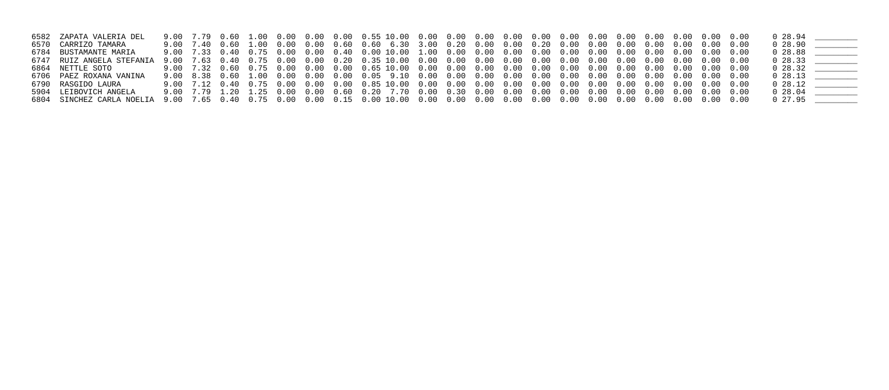| | | | | | | | | | | | | | | | | | | | | | | | | | |
|---|---|---|---|---|---|---|---|---|---|---|---|---|---|---|---|---|---|---|---|---|---|---|---|---|---|
| 6582 | ZAPATA VALERIA DEL | 9.00 | 7.79 | 0.60 | 1.00 | 0.00 | 0.00 | 0.00 | 0.55 | 10.00 | 0.00 | 0.00 | 0.00 | 0.00 | 0.00 | 0.00 | 0.00 | 0.00 | 0.00 | 0.00 | 0.00 | 0.00 | 0 | 28.94 | ________ |
| 6570 | CARRIZO TAMARA | 9.00 | 7.40 | 0.60 | 1.00 | 0.00 | 0.00 | 0.60 | 0.60 | 6.30 | 3.00 | 0.20 | 0.00 | 0.00 | 0.20 | 0.00 | 0.00 | 0.00 | 0.00 | 0.00 | 0.00 | 0.00 | 0 | 28.90 | ________ |
| 6784 | BUSTAMANTE MARIA | 9.00 | 7.33 | 0.40 | 0.75 | 0.00 | 0.00 | 0.40 | 0.00 | 10.00 | 1.00 | 0.00 | 0.00 | 0.00 | 0.00 | 0.00 | 0.00 | 0.00 | 0.00 | 0.00 | 0.00 | 0.00 | 0 | 28.88 | ________ |
| 6747 | RUIZ ANGELA STEFANIA | 9.00 | 7.63 | 0.40 | 0.75 | 0.00 | 0.00 | 0.20 | 0.35 | 10.00 | 0.00 | 0.00 | 0.00 | 0.00 | 0.00 | 0.00 | 0.00 | 0.00 | 0.00 | 0.00 | 0.00 | 0.00 | 0 | 28.33 | ________ |
| 6864 | NETTLE SOTO | 9.00 | 7.32 | 0.60 | 0.75 | 0.00 | 0.00 | 0.00 | 0.65 | 10.00 | 0.00 | 0.00 | 0.00 | 0.00 | 0.00 | 0.00 | 0.00 | 0.00 | 0.00 | 0.00 | 0.00 | 0.00 | 0 | 28.32 | ________ |
| 6706 | PAEZ ROXANA VANINA | 9.00 | 8.38 | 0.60 | 1.00 | 0.00 | 0.00 | 0.00 | 0.05 | 9.10 | 0.00 | 0.00 | 0.00 | 0.00 | 0.00 | 0.00 | 0.00 | 0.00 | 0.00 | 0.00 | 0.00 | 0.00 | 0 | 28.13 | ________ |
| 6790 | RASGIDO LAURA | 9.00 | 7.12 | 0.40 | 0.75 | 0.00 | 0.00 | 0.00 | 0.85 | 10.00 | 0.00 | 0.00 | 0.00 | 0.00 | 0.00 | 0.00 | 0.00 | 0.00 | 0.00 | 0.00 | 0.00 | 0.00 | 0 | 28.12 | ________ |
| 5904 | LEIBOVICH ANGELA | 9.00 | 7.79 | 1.20 | 1.25 | 0.00 | 0.00 | 0.60 | 0.20 | 7.70 | 0.00 | 0.30 | 0.00 | 0.00 | 0.00 | 0.00 | 0.00 | 0.00 | 0.00 | 0.00 | 0.00 | 0.00 | 0 | 28.04 | ________ |
| 6804 | SINCHEZ CARLA NOELIA | 9.00 | 7.65 | 0.40 | 0.75 | 0.00 | 0.00 | 0.15 | 0.00 | 10.00 | 0.00 | 0.00 | 0.00 | 0.00 | 0.00 | 0.00 | 0.00 | 0.00 | 0.00 | 0.00 | 0.00 | 0.00 | 0 | 27.95 | ________ |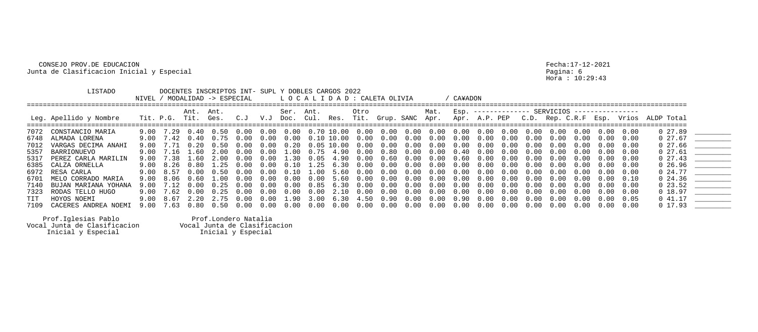CONSEJO PROV.DE EDUCACION
Junta de Clasificacion Inicial y Especial

Fecha:17-12-2021
Hora : 10:29:43

LISTADO DOCENTES INSCRIPTOS INT- SUPL Y DOBLES CARGOS 2022
NIVEL / MODALIDAD -> ESPECIAL L O C A L I D A D : CALETA OLIVIA / CA¥ADON

| Leg. | Apellido y Nombre | Tit. | P.G. | Ant. Tit. | Ant. Ges. | C.J | V.J | Ser. Doc. | Ant. Cul. | Res. | Otro Tit. | Grup. | SANC | Mat. Apr. | Esp. Apr. | A.P. | PEP | C.D. | Rep. | C.R.F | Esp. | Vrios | ALDP | Total |
|---|---|---|---|---|---|---|---|---|---|---|---|---|---|---|---|---|---|---|---|---|---|---|---|---|
| 7072 | CONSTANCIO MARIA | 9.00 | 7.29 | 0.40 | 0.50 | 0.00 | 0.00 | 0.00 | 0.70 | 10.00 | 0.00 | 0.00 | 0.00 | 0.00 | 0.00 | 0.00 | 0.00 | 0.00 | 0.00 | 0.00 | 0.00 | 0.00 | 0 | 27.89 |
| 6748 | ALMADA LORENA | 9.00 | 7.42 | 0.40 | 0.75 | 0.00 | 0.00 | 0.00 | 0.10 | 10.00 | 0.00 | 0.00 | 0.00 | 0.00 | 0.00 | 0.00 | 0.00 | 0.00 | 0.00 | 0.00 | 0.00 | 0.00 | 0 | 27.67 |
| 7012 | VARGAS DECIMA ANAHI | 9.00 | 7.71 | 0.20 | 0.50 | 0.00 | 0.00 | 0.20 | 0.05 | 10.00 | 0.00 | 0.00 | 0.00 | 0.00 | 0.00 | 0.00 | 0.00 | 0.00 | 0.00 | 0.00 | 0.00 | 0.00 | 0 | 27.66 |
| 5357 | BARRIONUEVO | 9.00 | 7.16 | 1.60 | 2.00 | 0.00 | 0.00 | 1.00 | 0.75 | 4.90 | 0.00 | 0.80 | 0.00 | 0.00 | 0.40 | 0.00 | 0.00 | 0.00 | 0.00 | 0.00 | 0.00 | 0.00 | 0 | 27.61 |
| 5317 | PEREZ CARLA MARILIN | 9.00 | 7.38 | 1.60 | 2.00 | 0.00 | 0.00 | 1.30 | 0.05 | 4.90 | 0.00 | 0.60 | 0.00 | 0.00 | 0.60 | 0.00 | 0.00 | 0.00 | 0.00 | 0.00 | 0.00 | 0.00 | 0 | 27.43 |
| 6385 | CALZA ORNELLA | 9.00 | 8.26 | 0.80 | 1.25 | 0.00 | 0.00 | 0.10 | 1.25 | 6.30 | 0.00 | 0.00 | 0.00 | 0.00 | 0.00 | 0.00 | 0.00 | 0.00 | 0.00 | 0.00 | 0.00 | 0.00 | 0 | 26.96 |
| 6972 | RESA CARLA | 9.00 | 8.57 | 0.00 | 0.50 | 0.00 | 0.00 | 0.10 | 1.00 | 5.60 | 0.00 | 0.00 | 0.00 | 0.00 | 0.00 | 0.00 | 0.00 | 0.00 | 0.00 | 0.00 | 0.00 | 0.00 | 0 | 24.77 |
| 6701 | MELO CORRADO MARIA | 9.00 | 8.06 | 0.60 | 1.00 | 0.00 | 0.00 | 0.00 | 0.00 | 5.60 | 0.00 | 0.00 | 0.00 | 0.00 | 0.00 | 0.00 | 0.00 | 0.00 | 0.00 | 0.00 | 0.00 | 0.10 | 0 | 24.36 |
| 7140 | BUJAN MARIANA YOHANA | 9.00 | 7.12 | 0.00 | 0.25 | 0.00 | 0.00 | 0.00 | 0.85 | 6.30 | 0.00 | 0.00 | 0.00 | 0.00 | 0.00 | 0.00 | 0.00 | 0.00 | 0.00 | 0.00 | 0.00 | 0.00 | 0 | 23.52 |
| 7323 | RODAS TELLO HUGO | 9.00 | 7.62 | 0.00 | 0.25 | 0.00 | 0.00 | 0.00 | 0.00 | 2.10 | 0.00 | 0.00 | 0.00 | 0.00 | 0.00 | 0.00 | 0.00 | 0.00 | 0.00 | 0.00 | 0.00 | 0.00 | 0 | 18.97 |
| TIT | HOYOS NOEMI | 9.00 | 8.67 | 2.20 | 2.75 | 0.00 | 0.00 | 1.90 | 3.00 | 6.30 | 4.50 | 0.90 | 0.00 | 0.00 | 0.90 | 0.00 | 0.00 | 0.00 | 0.00 | 0.00 | 0.00 | 0.05 | 0 | 41.17 |
| 7109 | CACERES ANDREA NOEMI | 9.00 | 7.63 | 0.80 | 0.50 | 0.00 | 0.00 | 0.00 | 0.00 | 0.00 | 0.00 | 0.00 | 0.00 | 0.00 | 0.00 | 0.00 | 0.00 | 0.00 | 0.00 | 0.00 | 0.00 | 0.00 | 0 | 17.93 |

Prof.Iglesias Pablo
Vocal Junta de Clasificacion
Inicial y Especial

Prof.Londero Natalia
Vocal Junta de Clasificacion
Inicial y Especial